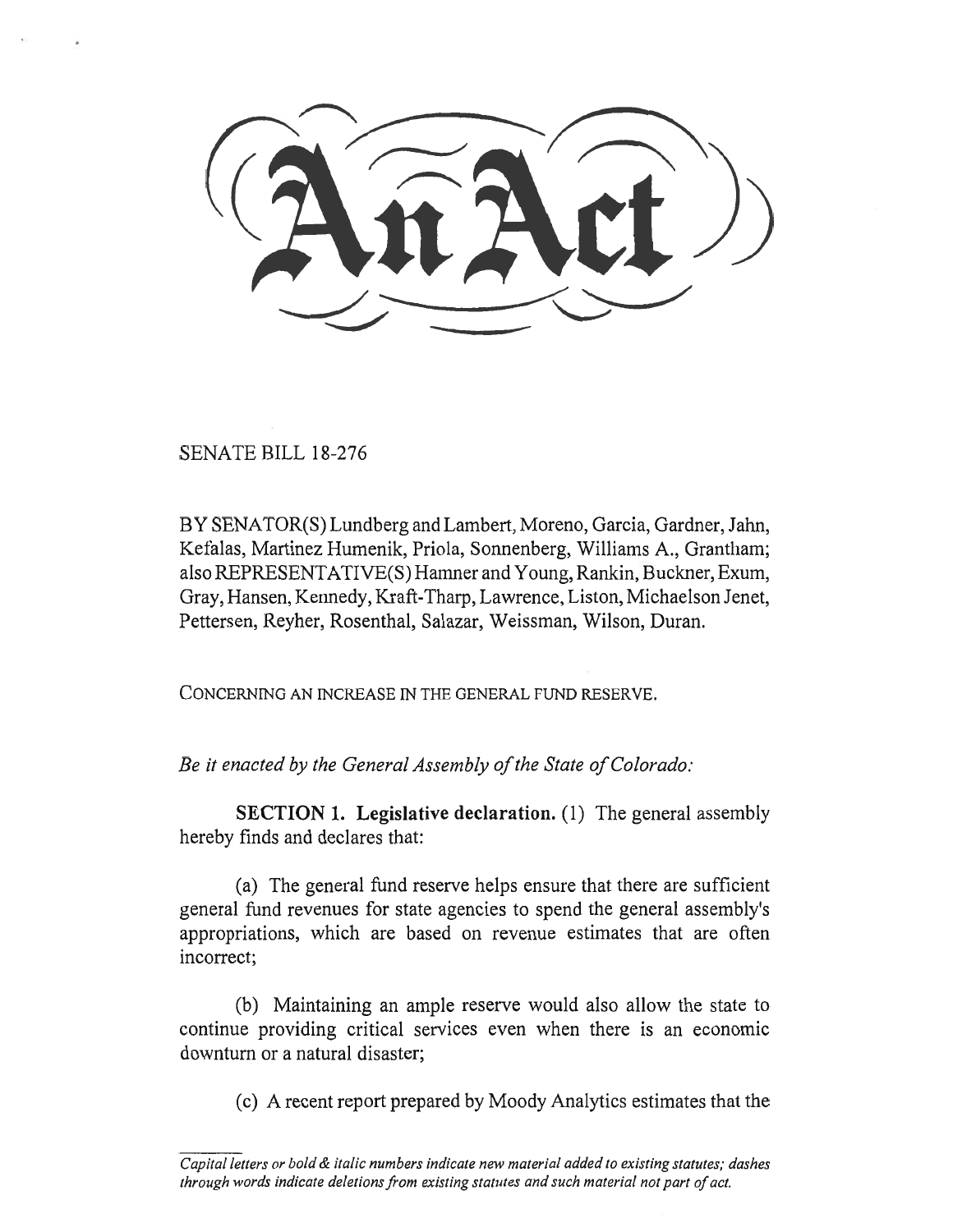# An Act

SENATE BILL 18-276

BY SENATOR(S) Lundberg and Lambert, Moreno, Garcia, Gardner, Jahn, Kefalas, Martinez Humenik, Priola, Sonnenberg, Williams A., Grantham; also REPRESENTATIVE(S) Hamner and Young, Rankin, Buckner, Exum, Gray, Hansen, Kennedy, Kraft-Tharp, Lawrence, Liston, Michaelson Jenet, Pettersen, Reyher, Rosenthal, Salazar, Weissman, Wilson, Duran.

CONCERNING AN INCREASE IN THE GENERAL FUND RESERVE.

*Be it enacted by the General Assembly of the State of Colorado:*

**SECTION 1. Legislative declaration.** (1) The general assembly hereby finds and declares that:

(a) The general fund reserve helps ensure that there are sufficient general fund revenues for state agencies to spend the general assembly's appropriations, which are based on revenue estimates that are often incorrect;

(b) Maintaining an ample reserve would also allow the state to continue providing critical services even when there is an economic downturn or a natural disaster;

(c) A recent report prepared by Moody Analytics estimates that the

*Capital letters or bold & italic numbers indicate new material added to existing statutes; dashes through words indicate deletions from existing statutes and such material not part of act.*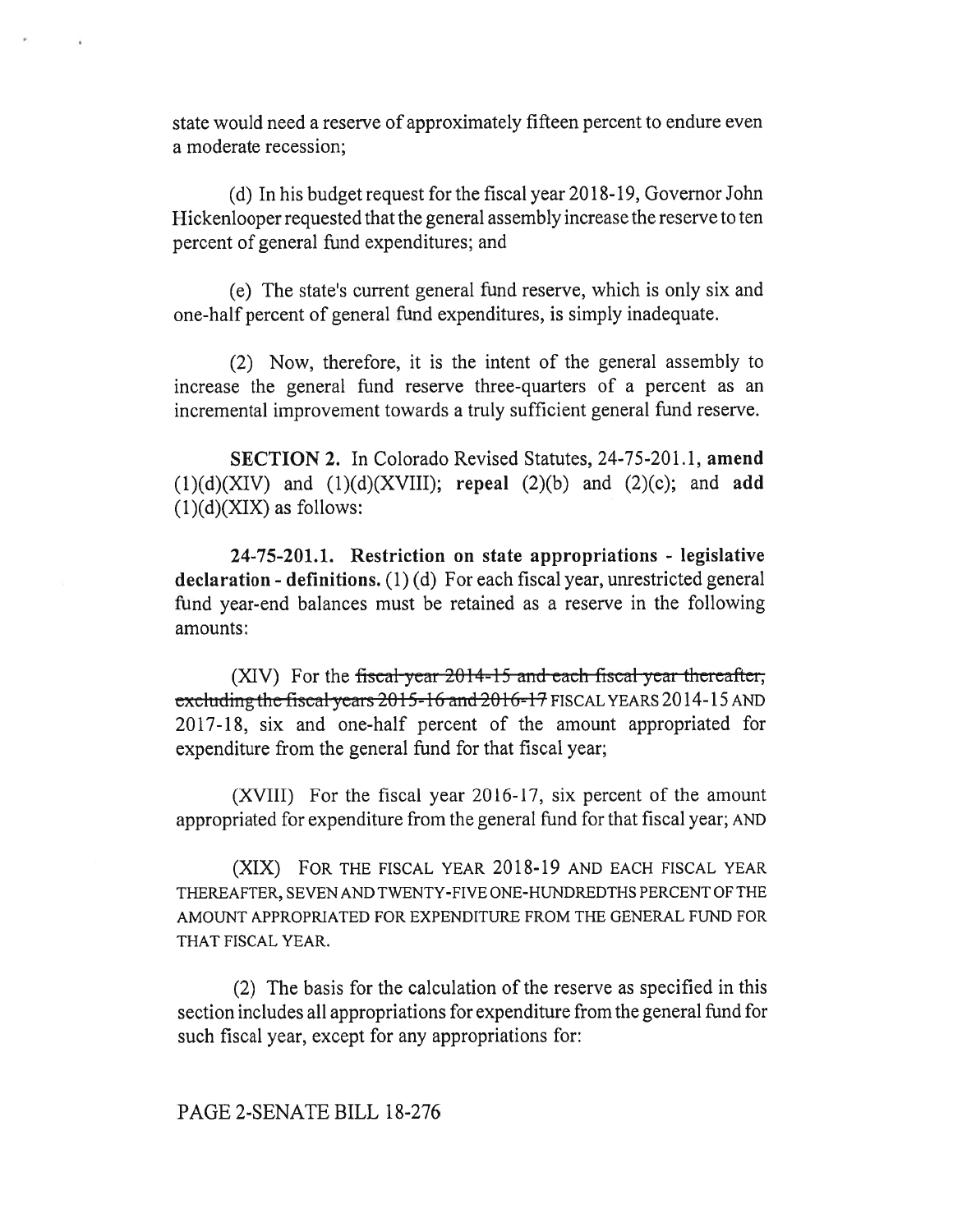state would need a reserve of approximately fifteen percent to endure even a moderate recession;

(d) In his budget request for the fiscal year 2018-19, Governor John Hickenlooper requested that the general assembly increase the reserve to ten percent of general fund expenditures; and

(e) The state's current general fund reserve, which is only six and one-half percent of general fund expenditures, is simply inadequate.

(2) Now, therefore, it is the intent of the general assembly to increase the general fund reserve three-quarters of a percent as an incremental improvement towards a truly sufficient general fund reserve.

**SECTION 2.** In Colorado Revised Statutes, 24-75-201.1, **amend** (1)(d)(XIV) and (1)(d)(XVIII); **repeal** (2)(b) and (2)(c); and **add** (1)(d)(XIX) as follows:

**24-75-201.1. Restriction on state appropriations - legislative declaration - definitions.** (1) (d) For each fiscal year, unrestricted general fund year-end balances must be retained as a reserve in the following amounts:

(XIV) For the ~~fiscal year 2014-15 and each fiscal year thereafter, excluding the fiscal years 2015-16 and 2016-17~~ FISCAL YEARS 2014-15 AND 2017-18, six and one-half percent of the amount appropriated for expenditure from the general fund for that fiscal year;

(XVIII) For the fiscal year 2016-17, six percent of the amount appropriated for expenditure from the general fund for that fiscal year; AND

(XIX) FOR THE FISCAL YEAR 2018-19 AND EACH FISCAL YEAR THEREAFTER, SEVEN AND TWENTY-FIVE ONE-HUNDREDTHS PERCENT OF THE AMOUNT APPROPRIATED FOR EXPENDITURE FROM THE GENERAL FUND FOR THAT FISCAL YEAR.

(2) The basis for the calculation of the reserve as specified in this section includes all appropriations for expenditure from the general fund for such fiscal year, except for any appropriations for: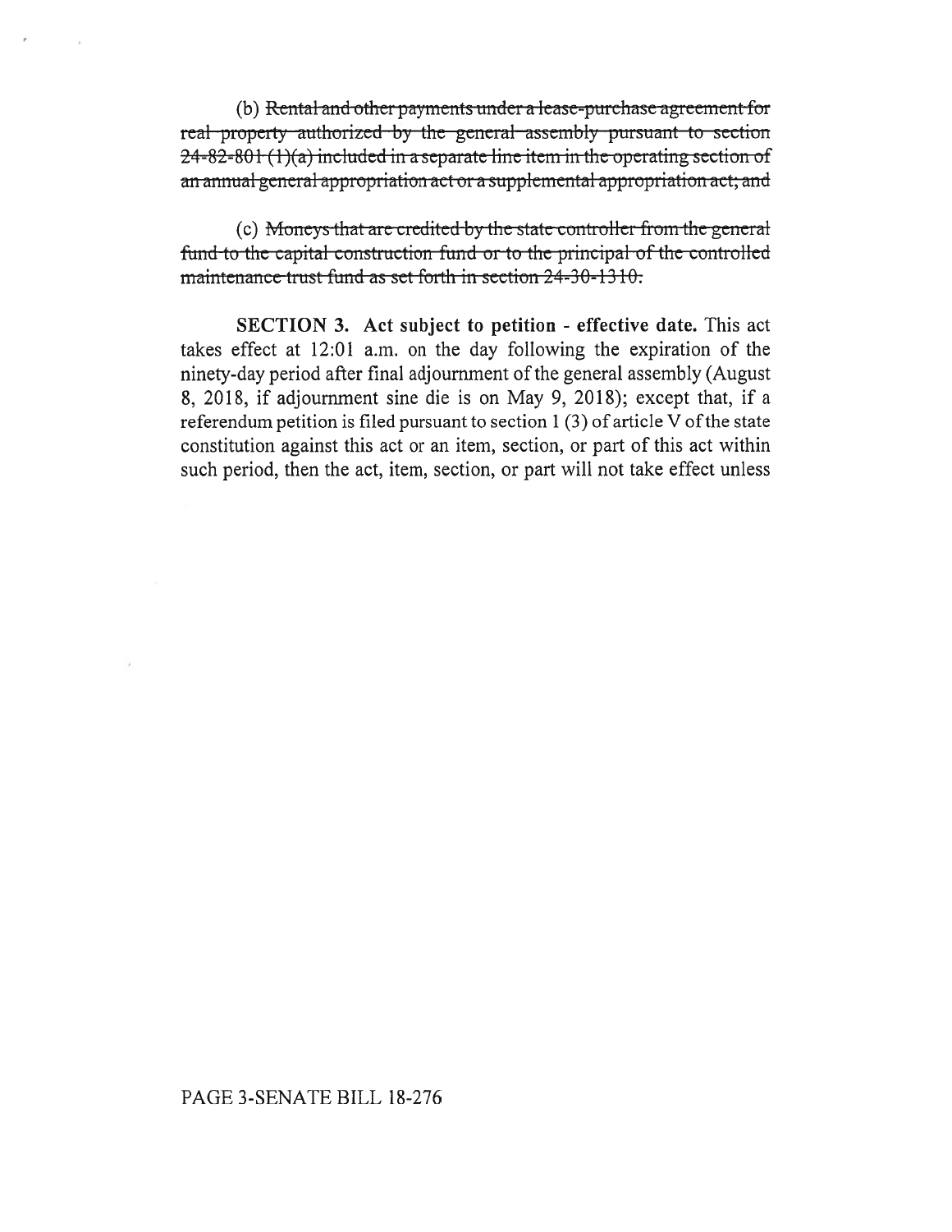(b) ~~Rental and other payments under a lease-purchase agreement for real property authorized by the general assembly pursuant to section 24-82-801 (1)(a) included in a separate line item in the operating section of an annual general appropriation act or a supplemental appropriation act; and~~

(c) ~~Moneys that are credited by the state controller from the general fund to the capital construction fund or to the principal of the controlled maintenance trust fund as set forth in section 24-30-1310.~~

**SECTION 3. Act subject to petition - effective date.** This act takes effect at 12:01 a.m. on the day following the expiration of the ninety-day period after final adjournment of the general assembly (August 8, 2018, if adjournment sine die is on May 9, 2018); except that, if a referendum petition is filed pursuant to section 1 (3) of article V of the state constitution against this act or an item, section, or part of this act within such period, then the act, item, section, or part will not take effect unless

PAGE 3-SENATE BILL 18-276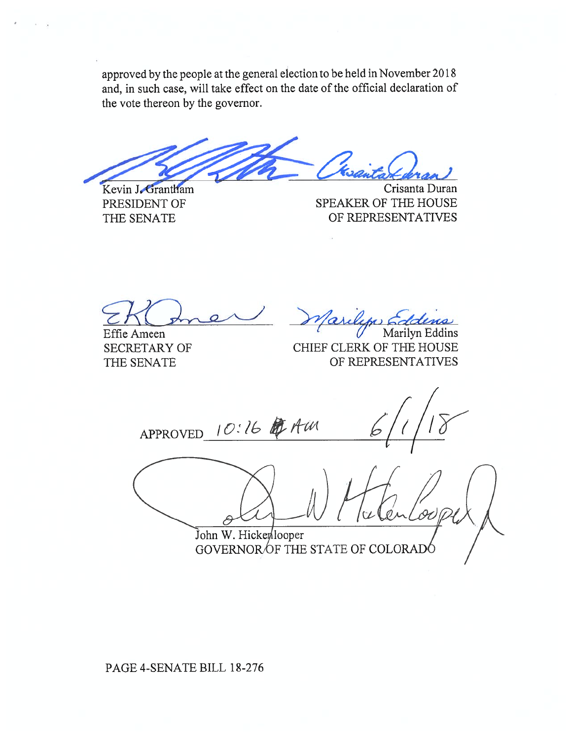approved by the people at the general election to be held in November 2018 and, in such case, will take effect on the date of the official declaration of the vote thereon by the governor.

| | |
|---|---|
| Kevin J. Grantham<br>PRESIDENT OF<br>THE SENATE | Crisanta Duran<br>SPEAKER OF THE HOUSE<br>OF REPRESENTATIVES |
| Effie Ameen<br>SECRETARY OF<br>THE SENATE | Marilyn Eddins<br>CHIEF CLERK OF THE HOUSE<br>OF REPRESENTATIVES |

APPROVED 10:16 AM 6/1/18

John W. Hickenlooper
GOVERNOR OF THE STATE OF COLORADO

PAGE 4-SENATE BILL 18-276